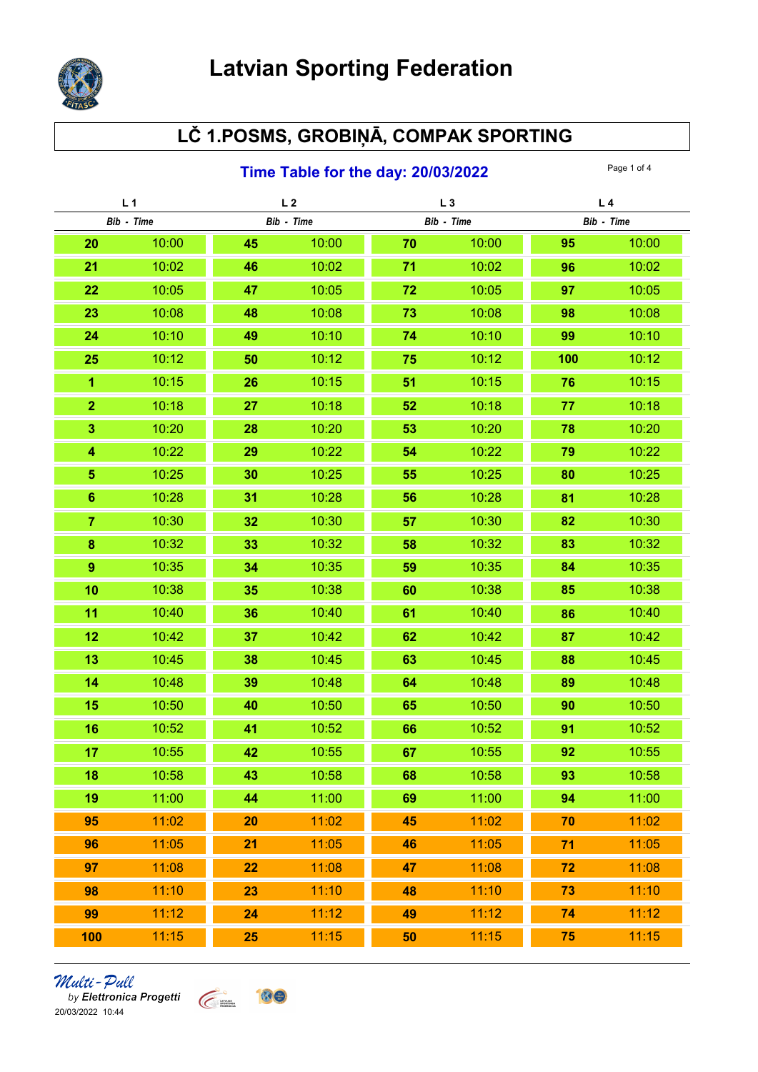# Latvian Sporting Federation

## LČ 1.POSMS, GROBIŅĀ, COMPAK SPORTING

### Time Table for the day: 20/03/2022

| L 1 | | L 2 | | L 3 | | L 4 | |
|---|---|---|---|---|---|---|---|
| Bib | Time | Bib | Time | Bib | Time | Bib | Time |
| 20 | 10:00 | 45 | 10:00 | 70 | 10:00 | 95 | 10:00 |
| 21 | 10:02 | 46 | 10:02 | 71 | 10:02 | 96 | 10:02 |
| 22 | 10:05 | 47 | 10:05 | 72 | 10:05 | 97 | 10:05 |
| 23 | 10:08 | 48 | 10:08 | 73 | 10:08 | 98 | 10:08 |
| 24 | 10:10 | 49 | 10:10 | 74 | 10:10 | 99 | 10:10 |
| 25 | 10:12 | 50 | 10:12 | 75 | 10:12 | 100 | 10:12 |
| 1 | 10:15 | 26 | 10:15 | 51 | 10:15 | 76 | 10:15 |
| 2 | 10:18 | 27 | 10:18 | 52 | 10:18 | 77 | 10:18 |
| 3 | 10:20 | 28 | 10:20 | 53 | 10:20 | 78 | 10:20 |
| 4 | 10:22 | 29 | 10:22 | 54 | 10:22 | 79 | 10:22 |
| 5 | 10:25 | 30 | 10:25 | 55 | 10:25 | 80 | 10:25 |
| 6 | 10:28 | 31 | 10:28 | 56 | 10:28 | 81 | 10:28 |
| 7 | 10:30 | 32 | 10:30 | 57 | 10:30 | 82 | 10:30 |
| 8 | 10:32 | 33 | 10:32 | 58 | 10:32 | 83 | 10:32 |
| 9 | 10:35 | 34 | 10:35 | 59 | 10:35 | 84 | 10:35 |
| 10 | 10:38 | 35 | 10:38 | 60 | 10:38 | 85 | 10:38 |
| 11 | 10:40 | 36 | 10:40 | 61 | 10:40 | 86 | 10:40 |
| 12 | 10:42 | 37 | 10:42 | 62 | 10:42 | 87 | 10:42 |
| 13 | 10:45 | 38 | 10:45 | 63 | 10:45 | 88 | 10:45 |
| 14 | 10:48 | 39 | 10:48 | 64 | 10:48 | 89 | 10:48 |
| 15 | 10:50 | 40 | 10:50 | 65 | 10:50 | 90 | 10:50 |
| 16 | 10:52 | 41 | 10:52 | 66 | 10:52 | 91 | 10:52 |
| 17 | 10:55 | 42 | 10:55 | 67 | 10:55 | 92 | 10:55 |
| 18 | 10:58 | 43 | 10:58 | 68 | 10:58 | 93 | 10:58 |
| 19 | 11:00 | 44 | 11:00 | 69 | 11:00 | 94 | 11:00 |
| 95 | 11:02 | 20 | 11:02 | 45 | 11:02 | 70 | 11:02 |
| 96 | 11:05 | 21 | 11:05 | 46 | 11:05 | 71 | 11:05 |
| 97 | 11:08 | 22 | 11:08 | 47 | 11:08 | 72 | 11:08 |
| 98 | 11:10 | 23 | 11:10 | 48 | 11:10 | 73 | 11:10 |
| 99 | 11:12 | 24 | 11:12 | 49 | 11:12 | 74 | 11:12 |
| 100 | 11:15 | 25 | 11:15 | 50 | 11:15 | 75 | 11:15 |

Multi-Pull
by Elettronica Progetti
20/03/2022 10:44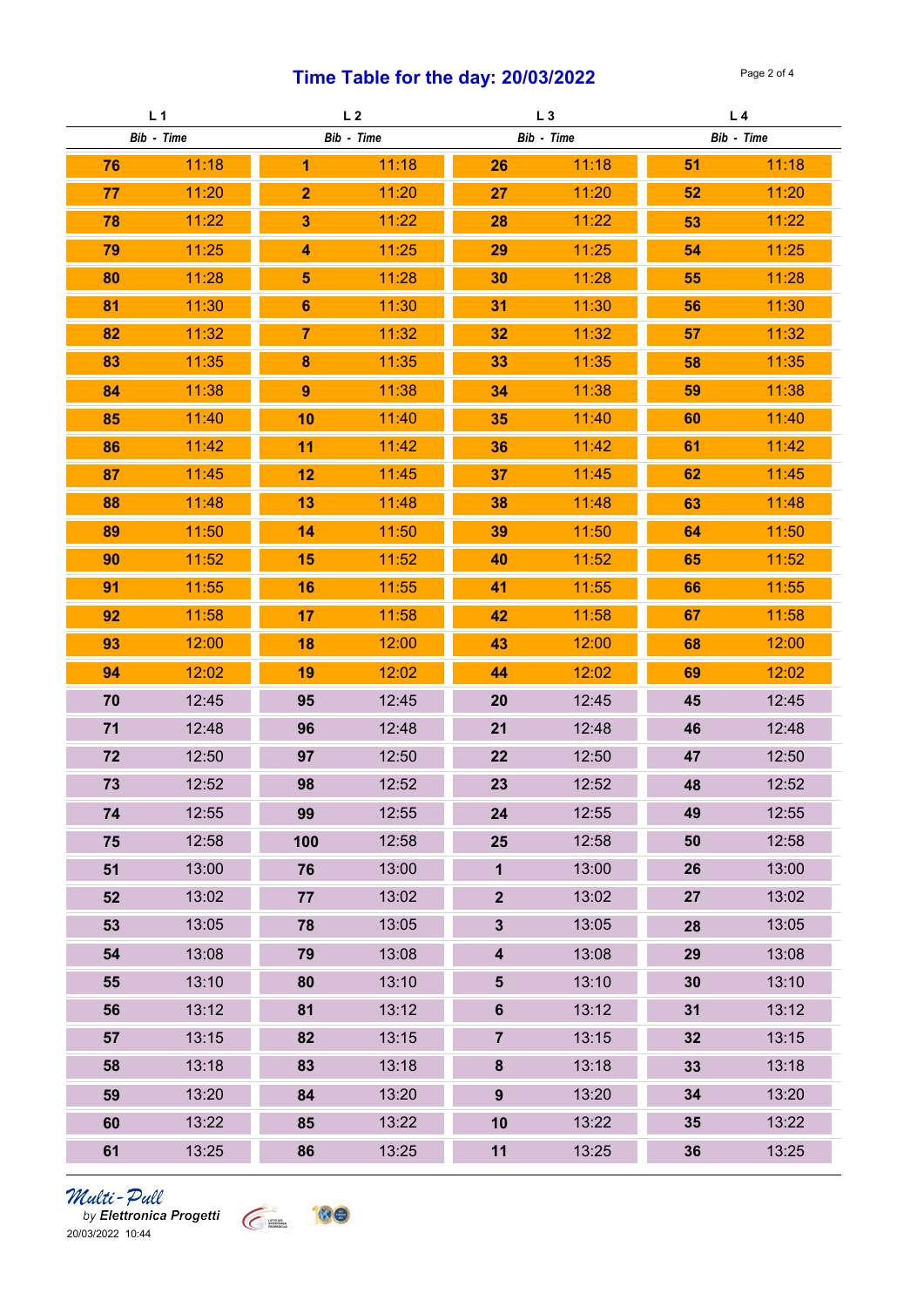# Time Table for the day: 20/03/2022

| L 1 | | L 2 | | L 3 | | L 4 | |
|---|---|---|---|---|---|---|---|
| *Bib* | *Time* | *Bib* | *Time* | *Bib* | *Time* | *Bib* | *Time* |
| **76** | 11:18 | **1** | 11:18 | **26** | 11:18 | **51** | 11:18 |
| **77** | 11:20 | **2** | 11:20 | **27** | 11:20 | **52** | 11:20 |
| **78** | 11:22 | **3** | 11:22 | **28** | 11:22 | **53** | 11:22 |
| **79** | 11:25 | **4** | 11:25 | **29** | 11:25 | **54** | 11:25 |
| **80** | 11:28 | **5** | 11:28 | **30** | 11:28 | **55** | 11:28 |
| **81** | 11:30 | **6** | 11:30 | **31** | 11:30 | **56** | 11:30 |
| **82** | 11:32 | **7** | 11:32 | **32** | 11:32 | **57** | 11:32 |
| **83** | 11:35 | **8** | 11:35 | **33** | 11:35 | **58** | 11:35 |
| **84** | 11:38 | **9** | 11:38 | **34** | 11:38 | **59** | 11:38 |
| **85** | 11:40 | **10** | 11:40 | **35** | 11:40 | **60** | 11:40 |
| **86** | 11:42 | **11** | 11:42 | **36** | 11:42 | **61** | 11:42 |
| **87** | 11:45 | **12** | 11:45 | **37** | 11:45 | **62** | 11:45 |
| **88** | 11:48 | **13** | 11:48 | **38** | 11:48 | **63** | 11:48 |
| **89** | 11:50 | **14** | 11:50 | **39** | 11:50 | **64** | 11:50 |
| **90** | 11:52 | **15** | 11:52 | **40** | 11:52 | **65** | 11:52 |
| **91** | 11:55 | **16** | 11:55 | **41** | 11:55 | **66** | 11:55 |
| **92** | 11:58 | **17** | 11:58 | **42** | 11:58 | **67** | 11:58 |
| **93** | 12:00 | **18** | 12:00 | **43** | 12:00 | **68** | 12:00 |
| **94** | 12:02 | **19** | 12:02 | **44** | 12:02 | **69** | 12:02 |
| **70** | 12:45 | **95** | 12:45 | **20** | 12:45 | **45** | 12:45 |
| **71** | 12:48 | **96** | 12:48 | **21** | 12:48 | **46** | 12:48 |
| **72** | 12:50 | **97** | 12:50 | **22** | 12:50 | **47** | 12:50 |
| **73** | 12:52 | **98** | 12:52 | **23** | 12:52 | **48** | 12:52 |
| **74** | 12:55 | **99** | 12:55 | **24** | 12:55 | **49** | 12:55 |
| **75** | 12:58 | **100** | 12:58 | **25** | 12:58 | **50** | 12:58 |
| **51** | 13:00 | **76** | 13:00 | **1** | 13:00 | **26** | 13:00 |
| **52** | 13:02 | **77** | 13:02 | **2** | 13:02 | **27** | 13:02 |
| **53** | 13:05 | **78** | 13:05 | **3** | 13:05 | **28** | 13:05 |
| **54** | 13:08 | **79** | 13:08 | **4** | 13:08 | **29** | 13:08 |
| **55** | 13:10 | **80** | 13:10 | **5** | 13:10 | **30** | 13:10 |
| **56** | 13:12 | **81** | 13:12 | **6** | 13:12 | **31** | 13:12 |
| **57** | 13:15 | **82** | 13:15 | **7** | 13:15 | **32** | 13:15 |
| **58** | 13:18 | **83** | 13:18 | **8** | 13:18 | **33** | 13:18 |
| **59** | 13:20 | **84** | 13:20 | **9** | 13:20 | **34** | 13:20 |
| **60** | 13:22 | **85** | 13:22 | **10** | 13:22 | **35** | 13:22 |
| **61** | 13:25 | **86** | 13:25 | **11** | 13:25 | **36** | 13:25 |

*Multi-Pull*
by ***Elettronica Progetti***
20/03/2022 10:44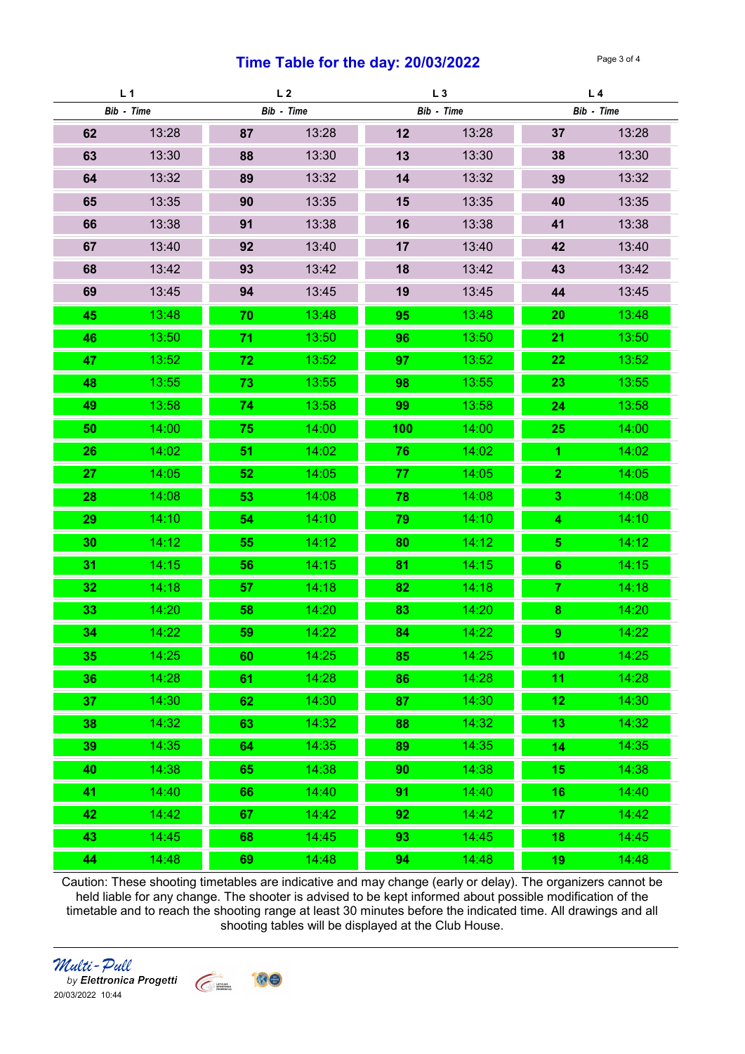# Time Table for the day: 20/03/2022

| L 1 | | L 2 | | L 3 | | L 4 | |
|---|---|---|---|---|---|---|---|
| *Bib* | *Time* | *Bib* | *Time* | *Bib* | *Time* | *Bib* | *Time* |
| **62** | 13:28 | **87** | 13:28 | **12** | 13:28 | **37** | 13:28 |
| **63** | 13:30 | **88** | 13:30 | **13** | 13:30 | **38** | 13:30 |
| **64** | 13:32 | **89** | 13:32 | **14** | 13:32 | **39** | 13:32 |
| **65** | 13:35 | **90** | 13:35 | **15** | 13:35 | **40** | 13:35 |
| **66** | 13:38 | **91** | 13:38 | **16** | 13:38 | **41** | 13:38 |
| **67** | 13:40 | **92** | 13:40 | **17** | 13:40 | **42** | 13:40 |
| **68** | 13:42 | **93** | 13:42 | **18** | 13:42 | **43** | 13:42 |
| **69** | 13:45 | **94** | 13:45 | **19** | 13:45 | **44** | 13:45 |
| **45** | 13:48 | **70** | 13:48 | **95** | 13:48 | **20** | 13:48 |
| **46** | 13:50 | **71** | 13:50 | **96** | 13:50 | **21** | 13:50 |
| **47** | 13:52 | **72** | 13:52 | **97** | 13:52 | **22** | 13:52 |
| **48** | 13:55 | **73** | 13:55 | **98** | 13:55 | **23** | 13:55 |
| **49** | 13:58 | **74** | 13:58 | **99** | 13:58 | **24** | 13:58 |
| **50** | 14:00 | **75** | 14:00 | **100** | 14:00 | **25** | 14:00 |
| **26** | 14:02 | **51** | 14:02 | **76** | 14:02 | **1** | 14:02 |
| **27** | 14:05 | **52** | 14:05 | **77** | 14:05 | **2** | 14:05 |
| **28** | 14:08 | **53** | 14:08 | **78** | 14:08 | **3** | 14:08 |
| **29** | 14:10 | **54** | 14:10 | **79** | 14:10 | **4** | 14:10 |
| **30** | 14:12 | **55** | 14:12 | **80** | 14:12 | **5** | 14:12 |
| **31** | 14:15 | **56** | 14:15 | **81** | 14:15 | **6** | 14:15 |
| **32** | 14:18 | **57** | 14:18 | **82** | 14:18 | **7** | 14:18 |
| **33** | 14:20 | **58** | 14:20 | **83** | 14:20 | **8** | 14:20 |
| **34** | 14:22 | **59** | 14:22 | **84** | 14:22 | **9** | 14:22 |
| **35** | 14:25 | **60** | 14:25 | **85** | 14:25 | **10** | 14:25 |
| **36** | 14:28 | **61** | 14:28 | **86** | 14:28 | **11** | 14:28 |
| **37** | 14:30 | **62** | 14:30 | **87** | 14:30 | **12** | 14:30 |
| **38** | 14:32 | **63** | 14:32 | **88** | 14:32 | **13** | 14:32 |
| **39** | 14:35 | **64** | 14:35 | **89** | 14:35 | **14** | 14:35 |
| **40** | 14:38 | **65** | 14:38 | **90** | 14:38 | **15** | 14:38 |
| **41** | 14:40 | **66** | 14:40 | **91** | 14:40 | **16** | 14:40 |
| **42** | 14:42 | **67** | 14:42 | **92** | 14:42 | **17** | 14:42 |
| **43** | 14:45 | **68** | 14:45 | **93** | 14:45 | **18** | 14:45 |
| **44** | 14:48 | **69** | 14:48 | **94** | 14:48 | **19** | 14:48 |

Caution: These shooting timetables are indicative and may change (early or delay). The organizers cannot be held liable for any change. The shooter is advised to be kept informed about possible modification of the timetable and to reach the shooting range at least 30 minutes before the indicated time. All drawings and all shooting tables will be displayed at the Club House.

*Multi-Pull* by ***Elettronica Progetti***
20/03/2022 10:44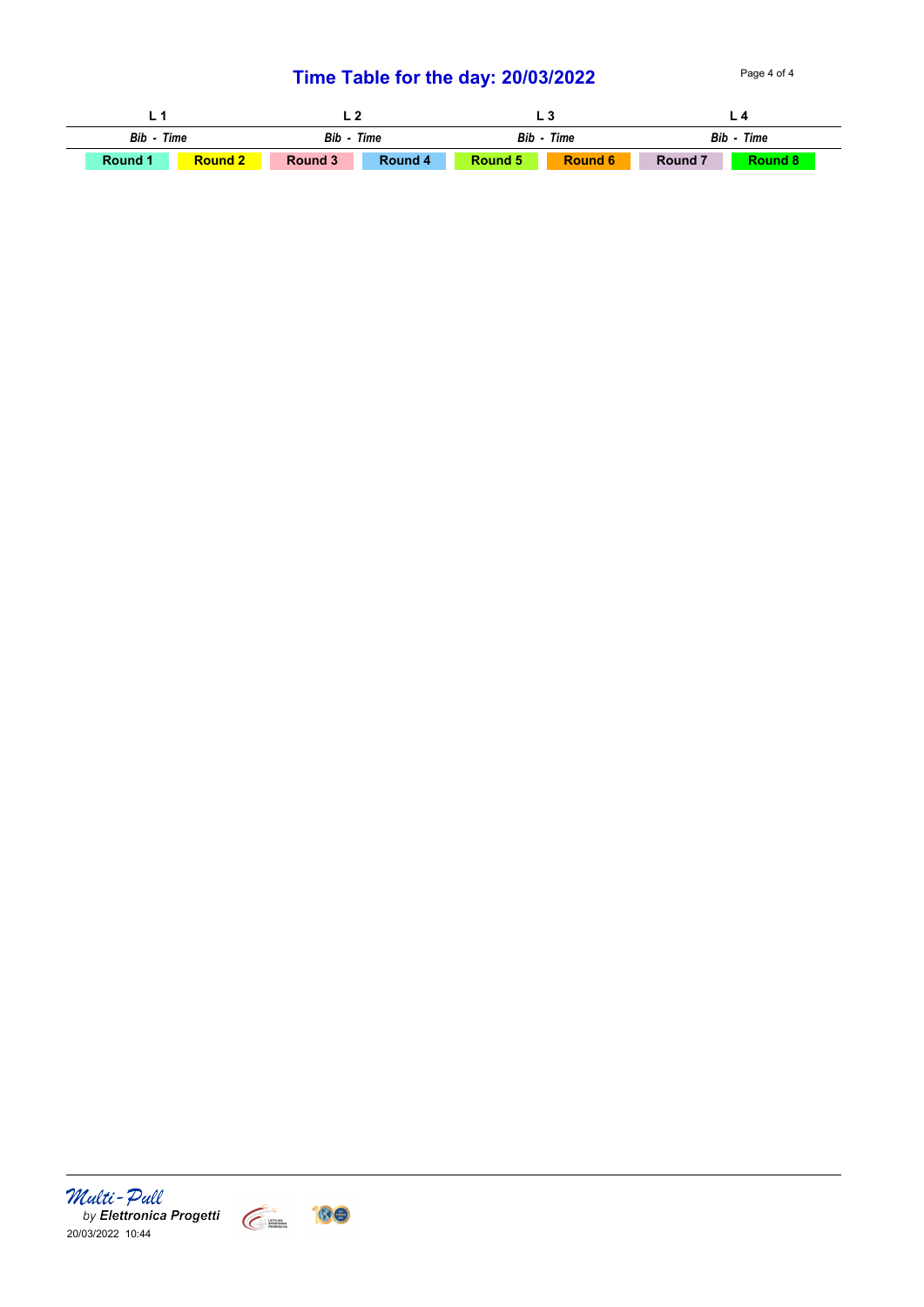# Time Table for the day: 20/03/2022

| L 1 | L 2 | L 3 | L 4 |
| --- | --- | --- | --- |
| *Bib - Time* | *Bib - Time* | *Bib - Time* | *Bib - Time* |

| Round 1 | Round 2 | Round 3 | Round 4 | Round 5 | Round 6 | Round 7 | Round 8 |
| --- | --- | --- | --- | --- | --- | --- | --- |

*Multi-Pull*
*by **Elettronica Progetti***
20/03/2022 10:44